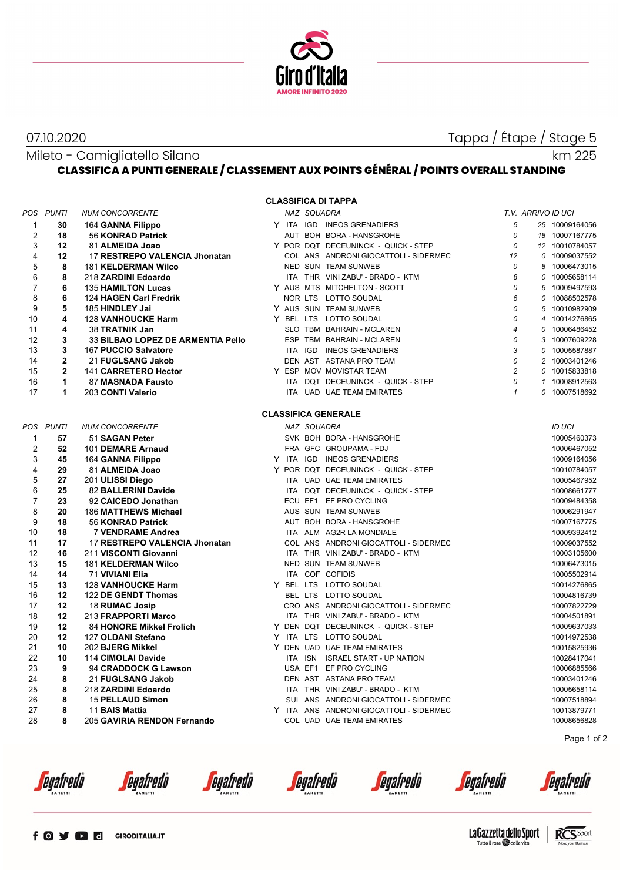07.10.2020

Tappa / Étape / Stage 5

Mileto - Camigliatello Silano

km 225

## CLASSIFICA A PUNTI GENERALE / CLASSEMENT AUX POINTS GÉNÉRAL / POINTS OVERALL STANDING

### CLASSIFICA DI TAPPA

| POS | PUNTI | NUM CONCORRENTE | | NAZ | SQUADRA | | T.V. | ARRIVO | ID UCI |
|---|---|---|---|---|---|---|---|---|---|
| 1 | 30 | 164 **GANNA Filippo** | Y | ITA | IGD | INEOS GRENADIERS | 5 | 25 | 10009164056 |
| 2 | 18 | 56 **KONRAD Patrick** | | AUT | BOH | BORA - HANSGROHE | 0 | 18 | 10007167775 |
| 3 | 12 | 81 **ALMEIDA Joao** | Y | POR | DQT | DECEUNINCK - QUICK - STEP | 0 | 12 | 10010784057 |
| 4 | 12 | 17 **RESTREPO VALENCIA Jhonatan** | | COL | ANS | ANDRONI GIOCATTOLI - SIDERMEC | 12 | 0 | 10009037552 |
| 5 | 8 | 181 **KELDERMAN Wilco** | | NED | SUN | TEAM SUNWEB | 0 | 8 | 10006473015 |
| 6 | 8 | 218 **ZARDINI Edoardo** | | ITA | THR | VINI ZABU' - BRADO - KTM | 8 | 0 | 10005658114 |
| 7 | 6 | 135 **HAMILTON Lucas** | Y | AUS | MTS | MITCHELTON - SCOTT | 0 | 6 | 10009497593 |
| 8 | 6 | 124 **HAGEN Carl Fredrik** | | NOR | LTS | LOTTO SOUDAL | 6 | 0 | 10088502578 |
| 9 | 5 | 185 **HINDLEY Jai** | Y | AUS | SUN | TEAM SUNWEB | 0 | 5 | 10010982909 |
| 10 | 4 | 128 **VANHOUCKE Harm** | Y | BEL | LTS | LOTTO SOUDAL | 0 | 4 | 10014276865 |
| 11 | 4 | 38 **TRATNIK Jan** | | SLO | TBM | BAHRAIN - MCLAREN | 4 | 0 | 10006486452 |
| 12 | 3 | 33 **BILBAO LOPEZ DE ARMENTIA Pello** | | ESP | TBM | BAHRAIN - MCLAREN | 0 | 3 | 10007609228 |
| 13 | 3 | 167 **PUCCIO Salvatore** | | ITA | IGD | INEOS GRENADIERS | 3 | 0 | 10005587887 |
| 14 | 2 | 21 **FUGLSANG Jakob** | | DEN | AST | ASTANA PRO TEAM | 0 | 2 | 10003401246 |
| 15 | 2 | 141 **CARRETERO Hector** | Y | ESP | MOV | MOVISTAR TEAM | 2 | 0 | 10015833818 |
| 16 | 1 | 87 **MASNADA Fausto** | | ITA | DQT | DECEUNINCK - QUICK - STEP | 0 | 1 | 10008912563 |
| 17 | 1 | 203 **CONTI Valerio** | | ITA | UAD | UAE TEAM EMIRATES | 1 | 0 | 10007518692 |

### CLASSIFICA GENERALE

| POS | PUNTI | NUM CONCORRENTE | | NAZ | SQUADRA | | ID UCI |
|---|---|---|---|---|---|---|---|
| 1 | 57 | 51 **SAGAN Peter** | | SVK | BOH | BORA - HANSGROHE | 10005460373 |
| 2 | 52 | 101 **DEMARE Arnaud** | | FRA | GFC | GROUPAMA - FDJ | 10006467052 |
| 3 | 45 | 164 **GANNA Filippo** | Y | ITA | IGD | INEOS GRENADIERS | 10009164056 |
| 4 | 29 | 81 **ALMEIDA Joao** | Y | POR | DQT | DECEUNINCK - QUICK - STEP | 10010784057 |
| 5 | 27 | 201 **ULISSI Diego** | | ITA | UAD | UAE TEAM EMIRATES | 10005467952 |
| 6 | 25 | 82 **BALLERINI Davide** | | ITA | DQT | DECEUNINCK - QUICK - STEP | 10008661777 |
| 7 | 23 | 92 **CAICEDO Jonathan** | | ECU | EF1 | EF PRO CYCLING | 10009484358 |
| 8 | 20 | 186 **MATTHEWS Michael** | | AUS | SUN | TEAM SUNWEB | 10006291947 |
| 9 | 18 | 56 **KONRAD Patrick** | | AUT | BOH | BORA - HANSGROHE | 10007167775 |
| 10 | 18 | 7 **VENDRAME Andrea** | | ITA | ALM | AG2R LA MONDIALE | 10009392412 |
| 11 | 17 | 17 **RESTREPO VALENCIA Jhonatan** | | COL | ANS | ANDRONI GIOCATTOLI - SIDERMEC | 10009037552 |
| 12 | 16 | 211 **VISCONTI Giovanni** | | ITA | THR | VINI ZABU' - BRADO - KTM | 10003105600 |
| 13 | 15 | 181 **KELDERMAN Wilco** | | NED | SUN | TEAM SUNWEB | 10006473015 |
| 14 | 14 | 71 **VIVIANI Elia** | | ITA | COF | COFIDIS | 10005502914 |
| 15 | 13 | 128 **VANHOUCKE Harm** | Y | BEL | LTS | LOTTO SOUDAL | 10014276865 |
| 16 | 12 | 122 **DE GENDT Thomas** | | BEL | LTS | LOTTO SOUDAL | 10004816739 |
| 17 | 12 | 18 **RUMAC Josip** | | CRO | ANS | ANDRONI GIOCATTOLI - SIDERMEC | 10007822729 |
| 18 | 12 | 213 **FRAPPORTI Marco** | | ITA | THR | VINI ZABU' - BRADO - KTM | 10004501891 |
| 19 | 12 | 84 **HONORE Mikkel Frolich** | Y | DEN | DQT | DECEUNINCK - QUICK - STEP | 10009637033 |
| 20 | 12 | 127 **OLDANI Stefano** | Y | ITA | LTS | LOTTO SOUDAL | 10014972538 |
| 21 | 10 | 202 **BJERG Mikkel** | Y | DEN | UAD | UAE TEAM EMIRATES | 10015825936 |
| 22 | 10 | 114 **CIMOLAI Davide** | | ITA | ISN | ISRAEL START - UP NATION | 10028417041 |
| 23 | 9 | 94 **CRADDOCK G Lawson** | | USA | EF1 | EF PRO CYCLING | 10006885566 |
| 24 | 8 | 21 **FUGLSANG Jakob** | | DEN | AST | ASTANA PRO TEAM | 10003401246 |
| 25 | 8 | 218 **ZARDINI Edoardo** | | ITA | THR | VINI ZABU' - BRADO - KTM | 10005658114 |
| 26 | 8 | 15 **PELLAUD Simon** | | SUI | ANS | ANDRONI GIOCATTOLI - SIDERMEC | 10007518894 |
| 27 | 8 | 11 **BAIS Mattia** | Y | ITA | ANS | ANDRONI GIOCATTOLI - SIDERMEC | 10013879771 |
| 28 | 8 | 205 **GAVIRIA RENDON Fernando** | | COL | UAD | UAE TEAM EMIRATES | 10008656828 |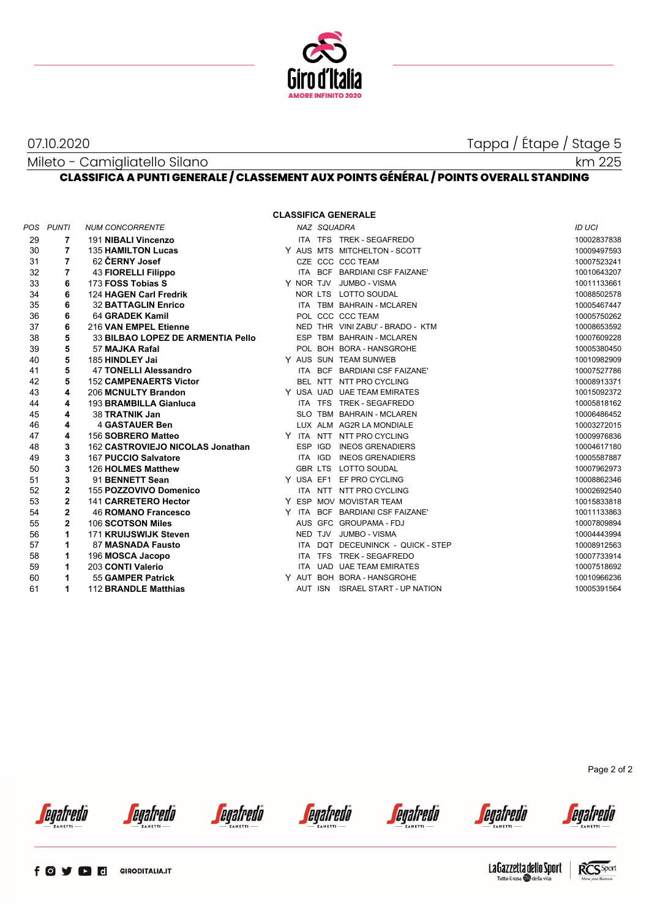07.10.2020

Tappa / Étape / Stage 5

Mileto - Camigliatello Silano

km 225

## CLASSIFICA A PUNTI GENERALE / CLASSEMENT AUX POINTS GÉNÉRAL / POINTS OVERALL STANDING

### CLASSIFICA GENERALE

| POS | PUNTI | NUM | CONCORRENTE | | NAZ | SQUADRA | | ID UCI |
|---|---|---|---|---|---|---|---|---|
| 29 | 7 | 191 | **NIBALI Vincenzo** | | ITA | TFS | TREK - SEGAFREDO | 10002837838 |
| 30 | 7 | 135 | **HAMILTON Lucas** | Y | AUS | MTS | MITCHELTON - SCOTT | 10009497593 |
| 31 | 7 | 62 | **ČERNY Josef** | | CZE | CCC | CCC TEAM | 10007523241 |
| 32 | 7 | 43 | **FIORELLI Filippo** | | ITA | BCF | BARDIANI CSF FAIZANE' | 10010643207 |
| 33 | 6 | 173 | **FOSS Tobias S** | Y | NOR | TJV | JUMBO - VISMA | 10011133661 |
| 34 | 6 | 124 | **HAGEN Carl Fredrik** | | NOR | LTS | LOTTO SOUDAL | 10088502578 |
| 35 | 6 | 32 | **BATTAGLIN Enrico** | | ITA | TBM | BAHRAIN - MCLAREN | 10005467447 |
| 36 | 6 | 64 | **GRADEK Kamil** | | POL | CCC | CCC TEAM | 10005750262 |
| 37 | 6 | 216 | **VAN EMPEL Etienne** | | NED | THR | VINI ZABU' - BRADO - KTM | 10008653592 |
| 38 | 5 | 33 | **BILBAO LOPEZ DE ARMENTIA Pello** | | ESP | TBM | BAHRAIN - MCLAREN | 10007609228 |
| 39 | 5 | 57 | **MAJKA Rafal** | | POL | BOH | BORA - HANSGROHE | 10005380450 |
| 40 | 5 | 185 | **HINDLEY Jai** | Y | AUS | SUN | TEAM SUNWEB | 10010982909 |
| 41 | 5 | 47 | **TONELLI Alessandro** | | ITA | BCF | BARDIANI CSF FAIZANE' | 10007527786 |
| 42 | 5 | 152 | **CAMPENAERTS Victor** | | BEL | NTT | NTT PRO CYCLING | 10008913371 |
| 43 | 4 | 206 | **MCNULTY Brandon** | Y | USA | UAD | UAE TEAM EMIRATES | 10015092372 |
| 44 | 4 | 193 | **BRAMBILLA Gianluca** | | ITA | TFS | TREK - SEGAFREDO | 10005818162 |
| 45 | 4 | 38 | **TRATNIK Jan** | | SLO | TBM | BAHRAIN - MCLAREN | 10006486452 |
| 46 | 4 | 4 | **GASTAUER Ben** | | LUX | ALM | AG2R LA MONDIALE | 10003272015 |
| 47 | 4 | 156 | **SOBRERO Matteo** | Y | ITA | NTT | NTT PRO CYCLING | 10009976836 |
| 48 | 3 | 162 | **CASTROVIEJO NICOLAS Jonathan** | | ESP | IGD | INEOS GRENADIERS | 10004617180 |
| 49 | 3 | 167 | **PUCCIO Salvatore** | | ITA | IGD | INEOS GRENADIERS | 10005587887 |
| 50 | 3 | 126 | **HOLMES Matthew** | | GBR | LTS | LOTTO SOUDAL | 10007962973 |
| 51 | 3 | 91 | **BENNETT Sean** | Y | USA | EF1 | EF PRO CYCLING | 10008862346 |
| 52 | 2 | 155 | **POZZOVIVO Domenico** | | ITA | NTT | NTT PRO CYCLING | 10002692540 |
| 53 | 2 | 141 | **CARRETERO Hector** | Y | ESP | MOV | MOVISTAR TEAM | 10015833818 |
| 54 | 2 | 46 | **ROMANO Francesco** | Y | ITA | BCF | BARDIANI CSF FAIZANE' | 10011133863 |
| 55 | 2 | 106 | **SCOTSON Miles** | | AUS | GFC | GROUPAMA - FDJ | 10007809894 |
| 56 | 1 | 171 | **KRUIJSWIJK Steven** | | NED | TJV | JUMBO - VISMA | 10004443994 |
| 57 | 1 | 87 | **MASNADA Fausto** | | ITA | DQT | DECEUNINCK - QUICK - STEP | 10008912563 |
| 58 | 1 | 196 | **MOSCA Jacopo** | | ITA | TFS | TREK - SEGAFREDO | 10007733914 |
| 59 | 1 | 203 | **CONTI Valerio** | | ITA | UAD | UAE TEAM EMIRATES | 10007518692 |
| 60 | 1 | 55 | **GAMPER Patrick** | Y | AUT | BOH | BORA - HANSGROHE | 10010966236 |
| 61 | 1 | 112 | **BRANDLE Matthias** | | AUT | ISN | ISRAEL START - UP NATION | 10005391564 |

GIRODITALIA.IT